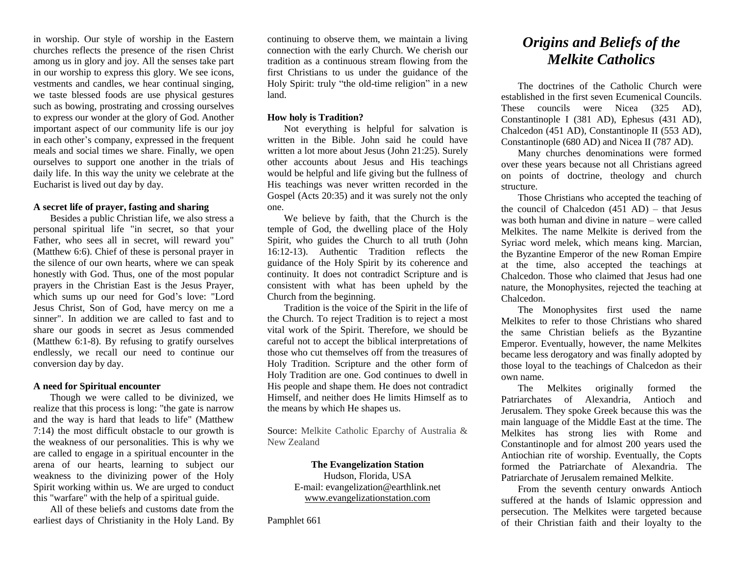in worship. Our style of worship in the Eastern churches reflects the presence of the risen Christ among us in glory and joy. All the senses take part in our worship to express this glory. We see icons, vestments and candles, we hear continual singing, we taste blessed foods are use physical gestures such as bowing, prostrating and crossing ourselves to express our wonder at the glory of God. Another important aspect of our community life is our joy in each other's company, expressed in the frequent meals and social times we share. Finally, we open ourselves to support one another in the trials of daily life. In this way the unity we celebrate at the Eucharist is lived out day by day.

**A secret life of prayer, fasting and sharing**

Besides a public Christian life, we also stress a personal spiritual life "in secret, so that your Father, who sees all in secret, will reward you" (Matthew 6:6). Chief of these is personal prayer in the silence of our own hearts, where we can speak honestly with God. Thus, one of the most popular prayers in the Christian East is the Jesus Prayer, which sums up our need for God's love: "Lord Jesus Christ, Son of God, have mercy on me a sinner". In addition we are called to fast and to share our goods in secret as Jesus commended (Matthew 6:1-8). By refusing to gratify ourselves endlessly, we recall our need to continue our conversion day by day.

**A need for Spiritual encounter**

Though we were called to be divinized, we realize that this process is long: "the gate is narrow and the way is hard that leads to life" (Matthew 7:14) the most difficult obstacle to our growth is the weakness of our personalities. This is why we are called to engage in a spiritual encounter in the arena of our hearts, learning to subject our weakness to the divinizing power of the Holy Spirit working within us. We are urged to conduct this "warfare" with the help of a spiritual guide.

All of these beliefs and customs date from the earliest days of Christianity in the Holy Land. By continuing to observe them, we maintain a living connection with the early Church. We cherish our tradition as a continuous stream flowing from the first Christians to us under the guidance of the Holy Spirit: truly "the old-time religion" in a new land.

**How holy is Tradition?**

Not everything is helpful for salvation is written in the Bible. John said he could have written a lot more about Jesus (John 21:25). Surely other accounts about Jesus and His teachings would be helpful and life giving but the fullness of His teachings was never written recorded in the Gospel (Acts 20:35) and it was surely not the only one.

We believe by faith, that the Church is the temple of God, the dwelling place of the Holy Spirit, who guides the Church to all truth (John 16:12-13). Authentic Tradition reflects the guidance of the Holy Spirit by its coherence and continuity. It does not contradict Scripture and is consistent with what has been upheld by the Church from the beginning.

Tradition is the voice of the Spirit in the life of the Church. To reject Tradition is to reject a most vital work of the Spirit. Therefore, we should be careful not to accept the biblical interpretations of those who cut themselves off from the treasures of Holy Tradition. Scripture and the other form of Holy Tradition are one. God continues to dwell in His people and shape them. He does not contradict Himself, and neither does He limits Himself as to the means by which He shapes us.

Source: Melkite Catholic Eparchy of Australia & New Zealand

**The Evangelization Station**
Hudson, Florida, USA
E-mail: evangelization@earthlink.net
www.evangelizationstation.com

Pamphlet 661

# *Origins and Beliefs of the Melkite Catholics*

The doctrines of the Catholic Church were established in the first seven Ecumenical Councils. These councils were Nicea (325 AD), Constantinople I (381 AD), Ephesus (431 AD), Chalcedon (451 AD), Constantinople II (553 AD), Constantinople (680 AD) and Nicea II (787 AD).

Many churches denominations were formed over these years because not all Christians agreed on points of doctrine, theology and church structure.

Those Christians who accepted the teaching of the council of Chalcedon (451 AD) – that Jesus was both human and divine in nature – were called Melkites. The name Melkite is derived from the Syriac word melek, which means king. Marcian, the Byzantine Emperor of the new Roman Empire at the time, also accepted the teachings at Chalcedon. Those who claimed that Jesus had one nature, the Monophysites, rejected the teaching at Chalcedon.

The Monophysites first used the name Melkites to refer to those Christians who shared the same Christian beliefs as the Byzantine Emperor. Eventually, however, the name Melkites became less derogatory and was finally adopted by those loyal to the teachings of Chalcedon as their own name.

The Melkites originally formed the Patriarchates of Alexandria, Antioch and Jerusalem. They spoke Greek because this was the main language of the Middle East at the time. The Melkites has strong lies with Rome and Constantinople and for almost 200 years used the Antiochian rite of worship. Eventually, the Copts formed the Patriarchate of Alexandria. The Patriarchate of Jerusalem remained Melkite.

From the seventh century onwards Antioch suffered at the hands of Islamic oppression and persecution. The Melkites were targeted because of their Christian faith and their loyalty to the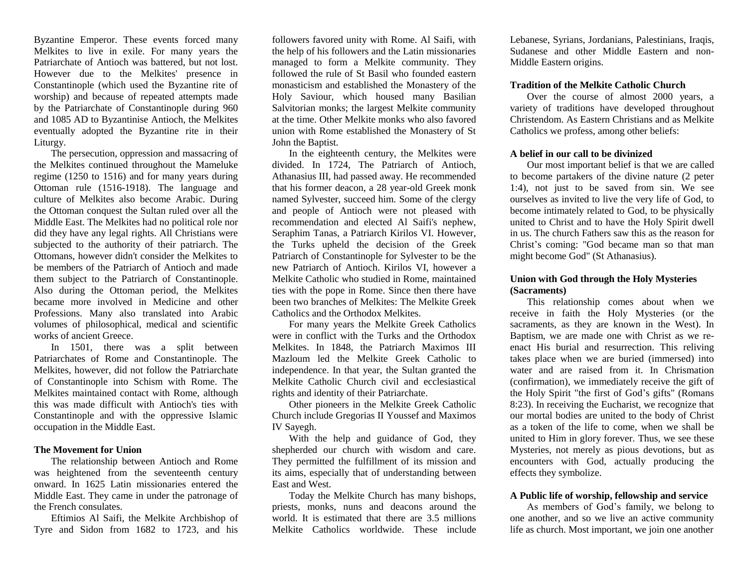Byzantine Emperor. These events forced many Melkites to live in exile. For many years the Patriarchate of Antioch was battered, but not lost. However due to the Melkites' presence in Constantinople (which used the Byzantine rite of worship) and because of repeated attempts made by the Patriarchate of Constantinople during 960 and 1085 AD to Byzantinise Antioch, the Melkites eventually adopted the Byzantine rite in their Liturgy.

The persecution, oppression and massacring of the Melkites continued throughout the Mameluke regime (1250 to 1516) and for many years during Ottoman rule (1516-1918). The language and culture of Melkites also become Arabic. During the Ottoman conquest the Sultan ruled over all the Middle East. The Melkites had no political role nor did they have any legal rights. All Christians were subjected to the authority of their patriarch. The Ottomans, however didn't consider the Melkites to be members of the Patriarch of Antioch and made them subject to the Patriarch of Constantinople. Also during the Ottoman period, the Melkites became more involved in Medicine and other Professions. Many also translated into Arabic volumes of philosophical, medical and scientific works of ancient Greece.

In 1501, there was a split between Patriarchates of Rome and Constantinople. The Melkites, however, did not follow the Patriarchate of Constantinople into Schism with Rome. The Melkites maintained contact with Rome, although this was made difficult with Antioch's ties with Constantinople and with the oppressive Islamic occupation in the Middle East.

**The Movement for Union**

The relationship between Antioch and Rome was heightened from the seventeenth century onward. In 1625 Latin missionaries entered the Middle East. They came in under the patronage of the French consulates.

Eftimios Al Saifi, the Melkite Archbishop of Tyre and Sidon from 1682 to 1723, and his followers favored unity with Rome. Al Saifi, with the help of his followers and the Latin missionaries managed to form a Melkite community. They followed the rule of St Basil who founded eastern monasticism and established the Monastery of the Holy Saviour, which housed many Basilian Salvitorian monks; the largest Melkite community at the time. Other Melkite monks who also favored union with Rome established the Monastery of St John the Baptist.

In the eighteenth century, the Melkites were divided. In 1724, The Patriarch of Antioch, Athanasius III, had passed away. He recommended that his former deacon, a 28 year-old Greek monk named Sylvester, succeed him. Some of the clergy and people of Antioch were not pleased with recommendation and elected Al Saifi's nephew, Seraphim Tanas, a Patriarch Kirilos VI. However, the Turks upheld the decision of the Greek Patriarch of Constantinople for Sylvester to be the new Patriarch of Antioch. Kirilos VI, however a Melkite Catholic who studied in Rome, maintained ties with the pope in Rome. Since then there have been two branches of Melkites: The Melkite Greek Catholics and the Orthodox Melkites.

For many years the Melkite Greek Catholics were in conflict with the Turks and the Orthodox Melkites. In 1848, the Patriarch Maximos III Mazloum led the Melkite Greek Catholic to independence. In that year, the Sultan granted the Melkite Catholic Church civil and ecclesiastical rights and identity of their Patriarchate.

Other pioneers in the Melkite Greek Catholic Church include Gregorias II Youssef and Maximos IV Sayegh.

With the help and guidance of God, they shepherded our church with wisdom and care. They permitted the fulfillment of its mission and its aims, especially that of understanding between East and West.

Today the Melkite Church has many bishops, priests, monks, nuns and deacons around the world. It is estimated that there are 3.5 millions Melkite Catholics worldwide. These include Lebanese, Syrians, Jordanians, Palestinians, Iraqis, Sudanese and other Middle Eastern and non-Middle Eastern origins.

**Tradition of the Melkite Catholic Church**

Over the course of almost 2000 years, a variety of traditions have developed throughout Christendom. As Eastern Christians and as Melkite Catholics we profess, among other beliefs:

**A belief in our call to be divinized**

Our most important belief is that we are called to become partakers of the divine nature (2 peter 1:4), not just to be saved from sin. We see ourselves as invited to live the very life of God, to become intimately related to God, to be physically united to Christ and to have the Holy Spirit dwell in us. The church Fathers saw this as the reason for Christ's coming: "God became man so that man might become God" (St Athanasius).

**Union with God through the Holy Mysteries (Sacraments)**

This relationship comes about when we receive in faith the Holy Mysteries (or the sacraments, as they are known in the West). In Baptism, we are made one with Christ as we re-enact His burial and resurrection. This reliving takes place when we are buried (immersed) into water and are raised from it. In Chrismation (confirmation), we immediately receive the gift of the Holy Spirit "the first of God's gifts" (Romans 8:23). In receiving the Eucharist, we recognize that our mortal bodies are united to the body of Christ as a token of the life to come, when we shall be united to Him in glory forever. Thus, we see these Mysteries, not merely as pious devotions, but as encounters with God, actually producing the effects they symbolize.

**A Public life of worship, fellowship and service**

As members of God's family, we belong to one another, and so we live an active community life as church. Most important, we join one another